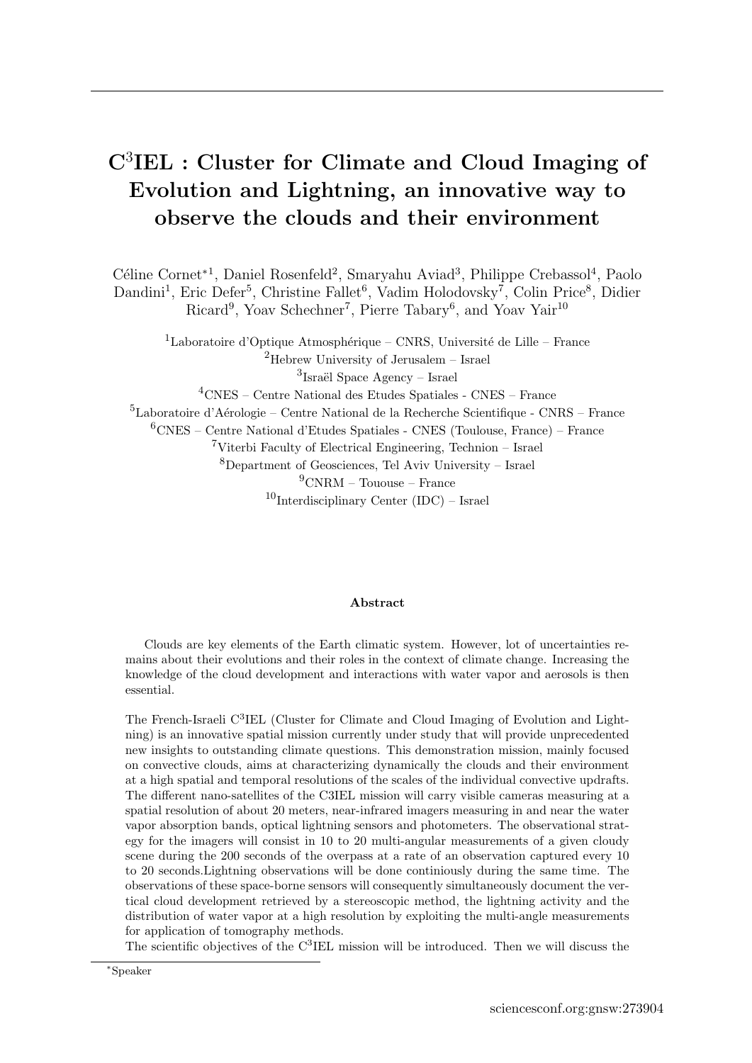# $C^3$IEL : Cluster for Climate and Cloud Imaging of Evolution and Lightning, an innovative way to observe the clouds and their environment

Céline Cornet*[1], Daniel Rosenfeld[2], Smaryahu Aviad[3], Philippe Crebassol[4], Paolo Dandini[1], Eric Defer[5], Christine Fallet[6], Vadim Holodovsky[7], Colin Price[8], Didier Ricard[9], Yoav Schechner[7], Pierre Tabary[6], and Yoav Yair[10]

[1]Laboratoire d'Optique Atmosphérique – CNRS, Université de Lille – France
[2]Hebrew University of Jerusalem – Israel
[3]Israël Space Agency – Israel
[4]CNES – Centre National des Etudes Spatiales - CNES – France
[5]Laboratoire d'Aérologie – Centre National de la Recherche Scientifique - CNRS – France
[6]CNES – Centre National d'Etudes Spatiales - CNES (Toulouse, France) – France
[7]Viterbi Faculty of Electrical Engineering, Technion – Israel
[8]Department of Geosciences, Tel Aviv University – Israel
[9]CNRM – Tououse – France
[10]Interdisciplinary Center (IDC) – Israel

### Abstract

Clouds are key elements of the Earth climatic system. However, lot of uncertainties remains about their evolutions and their roles in the context of climate change. Increasing the knowledge of the cloud development and interactions with water vapor and aerosols is then essential.

The French-Israeli $C^3$IEL (Cluster for Climate and Cloud Imaging of Evolution and Lightning) is an innovative spatial mission currently under study that will provide unprecedented new insights to outstanding climate questions. This demonstration mission, mainly focused on convective clouds, aims at characterizing dynamically the clouds and their environment at a high spatial and temporal resolutions of the scales of the individual convective updrafts. The different nano-satellites of the C3IEL mission will carry visible cameras measuring at a spatial resolution of about 20 meters, near-infrared imagers measuring in and near the water vapor absorption bands, optical lightning sensors and photometers. The observational strategy for the imagers will consist in 10 to 20 multi-angular measurements of a given cloudy scene during the 200 seconds of the overpass at a rate of an observation captured every 10 to 20 seconds.Lightning observations will be done continiously during the same time. The observations of these space-borne sensors will consequently simultaneously document the vertical cloud development retrieved by a stereoscopic method, the lightning activity and the distribution of water vapor at a high resolution by exploiting the multi-angle measurements for application of tomography methods.

The scientific objectives of the $C^3$IEL mission will be introduced. Then we will discuss the

*Speaker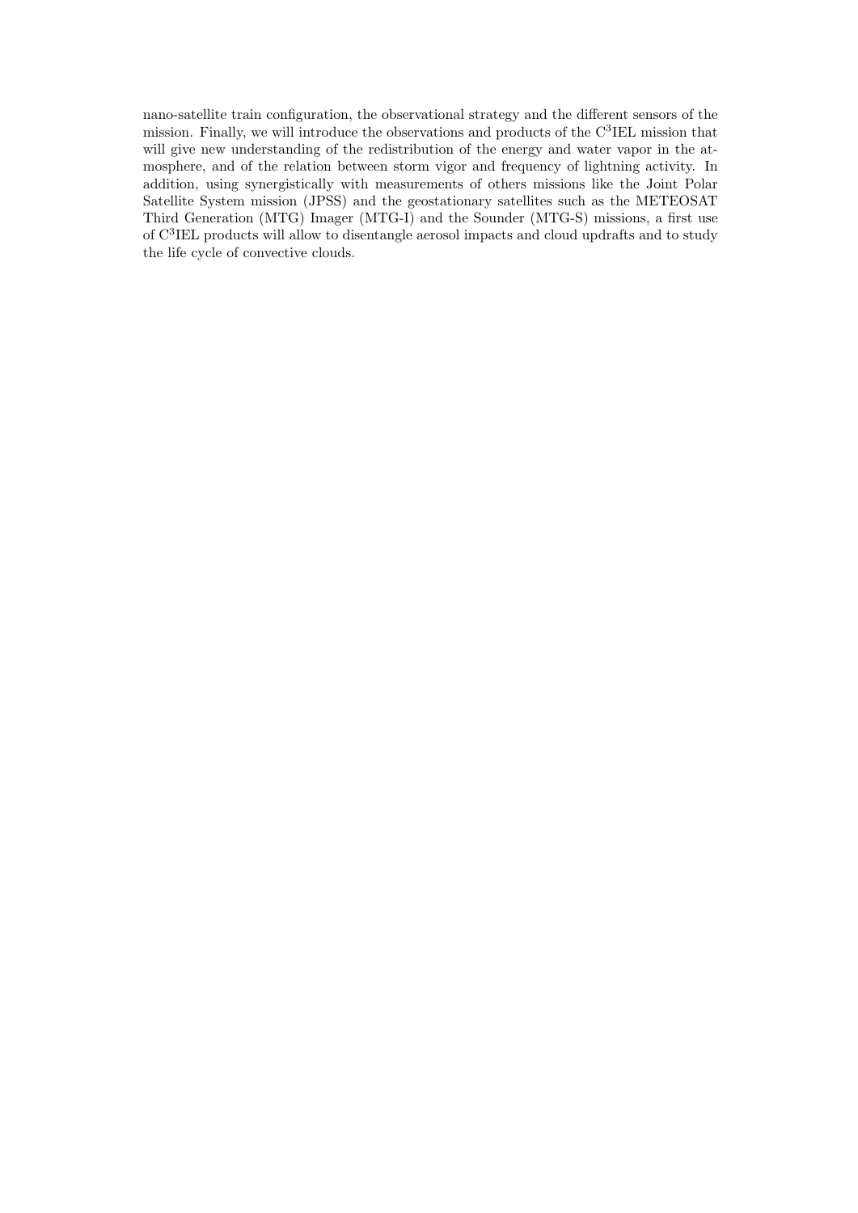nano-satellite train configuration, the observational strategy and the different sensors of the mission. Finally, we will introduce the observations and products of the C$^3$IEL mission that will give new understanding of the redistribution of the energy and water vapor in the atmosphere, and of the relation between storm vigor and frequency of lightning activity. In addition, using synergistically with measurements of others missions like the Joint Polar Satellite System mission (JPSS) and the geostationary satellites such as the METEOSAT Third Generation (MTG) Imager (MTG-I) and the Sounder (MTG-S) missions, a first use of C$^3$IEL products will allow to disentangle aerosol impacts and cloud updrafts and to study the life cycle of convective clouds.